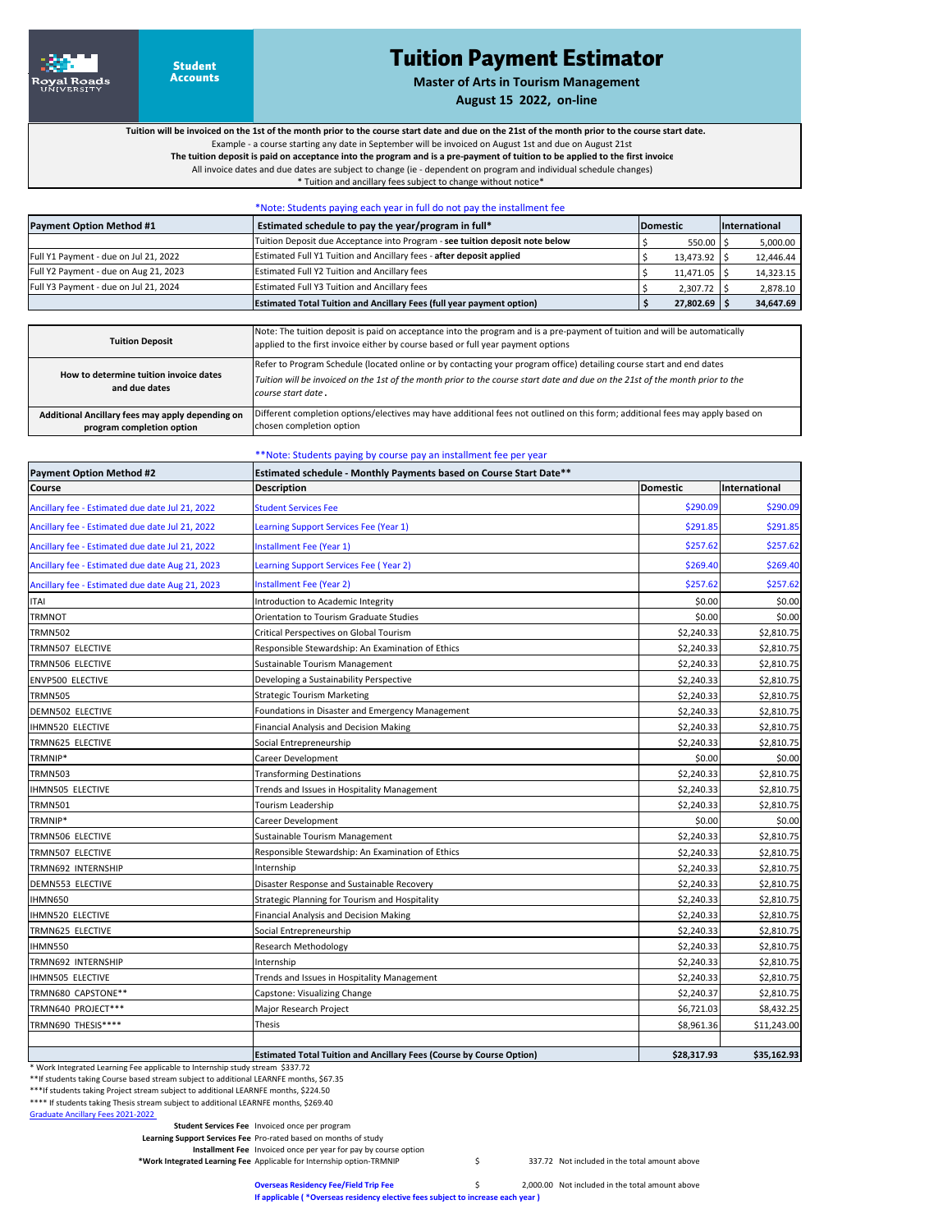Royal Roads UNIVERSITY

Student Accounts

# Tuition Payment Estimator

**Master of Arts in Tourism Management**

**August 15 2022, on-line**

**Tuition will be invoiced on the 1st of the month prior to the course start date and due on the 21st of the month prior to the course start date.**

Example - a course starting any date in September will be invoiced on August 1st and due on August 21st

**The tuition deposit is paid on acceptance into the program and is a pre-payment of tuition to be applied to the first invoice**

All invoice dates and due dates are subject to change (ie - dependent on program and individual schedule changes)

* Tuition and ancillary fees subject to change without notice*

*Note: Students paying each year in full do not pay the installment fee

| Payment Option Method #1 | Estimated schedule to pay the year/program in full* | Domestic | International |
|---|---|---|---|
| | Tuition Deposit due Acceptance into Program - **see tuition deposit note below** | $ 550.00 | $ 5,000.00 |
| Full Y1 Payment - due on Jul 21, 2022 | Estimated Full Y1 Tuition and Ancillary fees - **after deposit applied** | $ 13,473.92 | $ 12,446.44 |
| Full Y2 Payment - due on Aug 21, 2023 | Estimated Full Y2 Tuition and Ancillary fees | $ 11,471.05 | $ 14,323.15 |
| Full Y3 Payment - due on Jul 21, 2024 | Estimated Full Y3 Tuition and Ancillary fees | $ 2,307.72 | $ 2,878.10 |
| | **Estimated Total Tuition and Ancillary Fees (full year payment option)** | **$ 27,802.69** | **$ 34,647.69** |

| | |
|---|---|
| **Tuition Deposit** | Note: The tuition deposit is paid on acceptance into the program and is a pre-payment of tuition and will be automatically applied to the first invoice either by course based or full year payment options |
| **How to determine tuition invoice dates and due dates** | Refer to Program Schedule (located online or by contacting your program office) detailing course start and end dates *Tuition will be invoiced on the 1st of the month prior to the course start date and due on the 21st of the month prior to the course start date*. |
| **Additional Ancillary fees may apply depending on program completion option** | Different completion options/electives may have additional fees not outlined on this form; additional fees may apply based on chosen completion option |

**Note: Students paying by course pay an installment fee per year

| Payment Option Method #2 | Estimated schedule - Monthly Payments based on Course Start Date** | | |
|---|---|---|---|
| **Course** | **Description** | **Domestic** | **International** |
| Ancillary fee - Estimated due date Jul 21, 2022 | Student Services Fee | $290.09 | $290.09 |
| Ancillary fee - Estimated due date Jul 21, 2022 | Learning Support Services Fee (Year 1) | $291.85 | $291.85 |
| Ancillary fee - Estimated due date Jul 21, 2022 | Installment Fee (Year 1) | $257.62 | $257.62 |
| Ancillary fee - Estimated due date Aug 21, 2023 | Learning Support Services Fee ( Year 2) | $269.40 | $269.40 |
| Ancillary fee - Estimated due date Aug 21, 2023 | Installment Fee (Year 2) | $257.62 | $257.62 |
| ITAI | Introduction to Academic Integrity | $0.00 | $0.00 |
| TRMNOT | Orientation to Tourism Graduate Studies | $0.00 | $0.00 |
| TRMN502 | Critical Perspectives on Global Tourism | $2,240.33 | $2,810.75 |
| TRMN507 ELECTIVE | Responsible Stewardship: An Examination of Ethics | $2,240.33 | $2,810.75 |
| TRMN506 ELECTIVE | Sustainable Tourism Management | $2,240.33 | $2,810.75 |
| ENVP500 ELECTIVE | Developing a Sustainability Perspective | $2,240.33 | $2,810.75 |
| TRMN505 | Strategic Tourism Marketing | $2,240.33 | $2,810.75 |
| DEMN502 ELECTIVE | Foundations in Disaster and Emergency Management | $2,240.33 | $2,810.75 |
| IHMN520 ELECTIVE | Financial Analysis and Decision Making | $2,240.33 | $2,810.75 |
| TRMN625 ELECTIVE | Social Entrepreneurship | $2,240.33 | $2,810.75 |
| TRMNIP* | Career Development | $0.00 | $0.00 |
| TRMN503 | Transforming Destinations | $2,240.33 | $2,810.75 |
| IHMN505 ELECTIVE | Trends and Issues in Hospitality Management | $2,240.33 | $2,810.75 |
| TRMN501 | Tourism Leadership | $2,240.33 | $2,810.75 |
| TRMNIP* | Career Development | $0.00 | $0.00 |
| TRMN506 ELECTIVE | Sustainable Tourism Management | $2,240.33 | $2,810.75 |
| TRMN507 ELECTIVE | Responsible Stewardship: An Examination of Ethics | $2,240.33 | $2,810.75 |
| TRMN692 INTERNSHIP | Internship | $2,240.33 | $2,810.75 |
| DEMN553 ELECTIVE | Disaster Response and Sustainable Recovery | $2,240.33 | $2,810.75 |
| IHMN650 | Strategic Planning for Tourism and Hospitality | $2,240.33 | $2,810.75 |
| IHMN520 ELECTIVE | Financial Analysis and Decision Making | $2,240.33 | $2,810.75 |
| TRMN625 ELECTIVE | Social Entrepreneurship | $2,240.33 | $2,810.75 |
| IHMN550 | Research Methodology | $2,240.33 | $2,810.75 |
| TRMN692 INTERNSHIP | Internship | $2,240.33 | $2,810.75 |
| IHMN505 ELECTIVE | Trends and Issues in Hospitality Management | $2,240.33 | $2,810.75 |
| TRMN680 CAPSTONE** | Capstone: Visualizing Change | $2,240.37 | $2,810.75 |
| TRMN640 PROJECT*** | Major Research Project | $6,721.03 | $8,432.25 |
| TRMN690 THESIS**** | Thesis | $8,961.36 | $11,243.00 |
| | | | |
| | **Estimated Total Tuition and Ancillary Fees (Course by Course Option)** | **$28,317.93** | **$35,162.93** |

* Work Integrated Learning Fee applicable to Internship study stream $337.72

**If students taking Course based stream subject to additional LEARNFE months, $67.35

***If students taking Project stream subject to additional LEARNFE months, $224.50

**** If students taking Thesis stream subject to additional LEARNFE months, $269.40

Graduate Ancillary Fees 2021-2022

| | | | |
|---|---|---|---|
| **Student Services Fee** | Invoiced once per program | | |
| **Learning Support Services Fee** | Pro-rated based on months of study | | |
| **Installment Fee** | Invoiced once per year for pay by course option | | |
| ***Work Integrated Learning Fee** | Applicable for Internship option-TRMNIP | $ 337.72 | Not included in the total amount above |
| | **Overseas Residency Fee/Field Trip Fee** | $ 2,000.00 | Not included in the total amount above |

**If applicable ( *Overseas residency elective fees subject to increase each year )**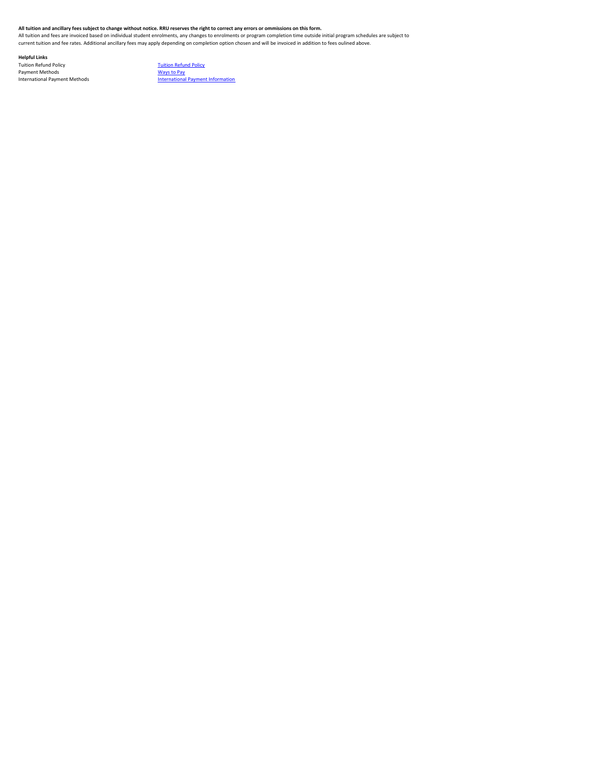**All tuition and ancillary fees subject to change without notice. RRU reserves the right to correct any errors or ommissions on this form.**

All tuition and fees are invoiced based on individual student enrolments, any changes to enrolments or program completion time outside initial program schedules are subject to current tuition and fee rates. Additional ancillary fees may apply depending on completion option chosen and will be invoiced in addition to fees oulined above.

**Helpful Links**

| | |
|---|---|
| Tuition Refund Policy | Tuition Refund Policy |
| Payment Methods | Ways to Pay |
| International Payment Methods | International Payment Information |